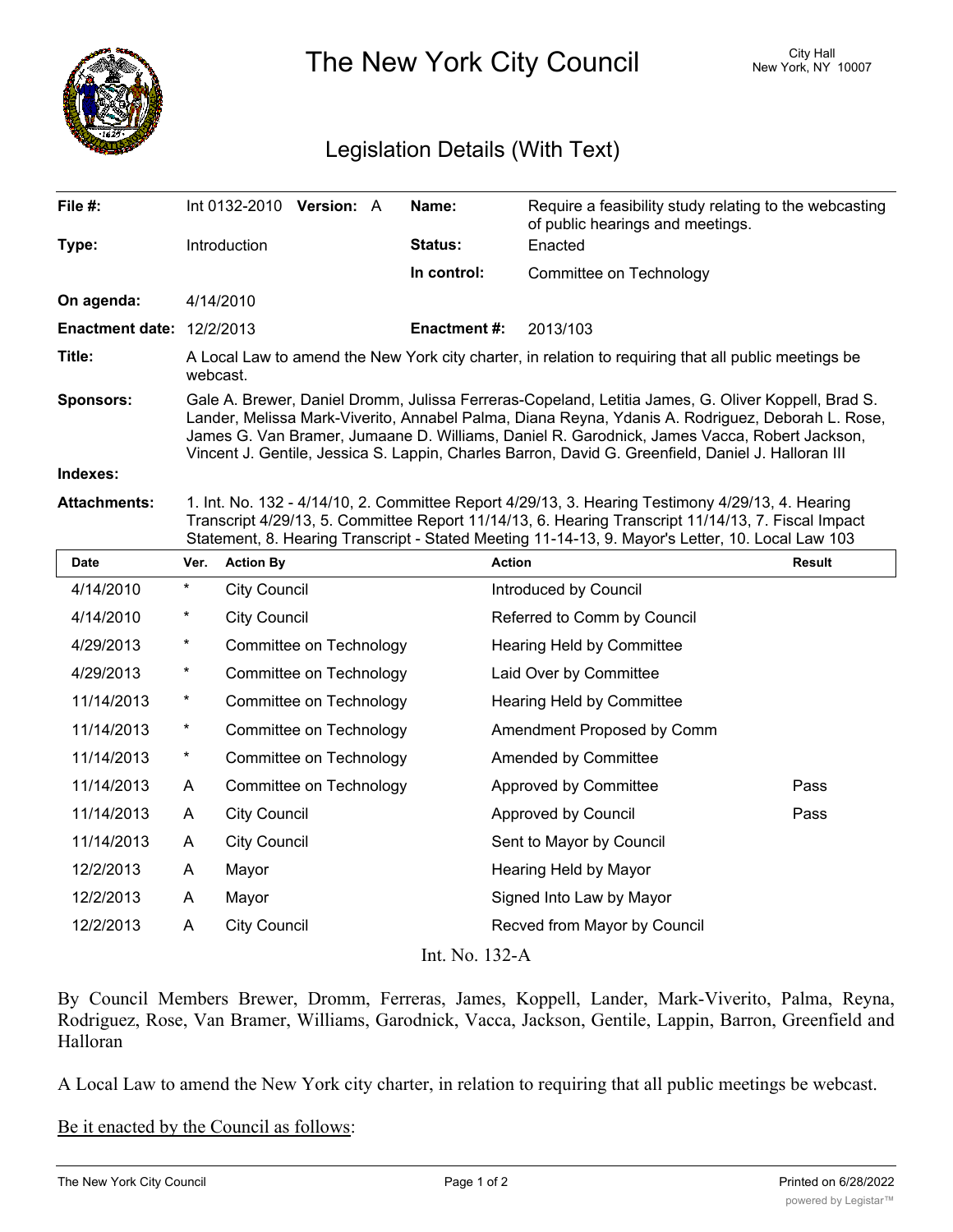# The New York City Council

City Hall
New York, NY 10007

## Legislation Details (With Text)

| | | | |
|---|---|---|---|
| **File #:** | Int 0132-2010 **Version:** A | **Name:** | Require a feasibility study relating to the webcasting of public hearings and meetings. |
| **Type:** | Introduction | **Status:** | Enacted |
| | | **In control:** | Committee on Technology |
| **On agenda:** | 4/14/2010 | | |
| **Enactment date:** | 12/2/2013 | **Enactment #:** | 2013/103 |

**Title:** A Local Law to amend the New York city charter, in relation to requiring that all public meetings be webcast.

**Sponsors:** Gale A. Brewer, Daniel Dromm, Julissa Ferreras-Copeland, Letitia James, G. Oliver Koppell, Brad S. Lander, Melissa Mark-Viverito, Annabel Palma, Diana Reyna, Ydanis A. Rodriguez, Deborah L. Rose, James G. Van Bramer, Jumaane D. Williams, Daniel R. Garodnick, James Vacca, Robert Jackson, Vincent J. Gentile, Jessica S. Lappin, Charles Barron, David G. Greenfield, Daniel J. Halloran III

**Indexes:**

**Attachments:** 1. Int. No. 132 - 4/14/10, 2. Committee Report 4/29/13, 3. Hearing Testimony 4/29/13, 4. Hearing Transcript 4/29/13, 5. Committee Report 11/14/13, 6. Hearing Transcript 11/14/13, 7. Fiscal Impact Statement, 8. Hearing Transcript - Stated Meeting 11-14-13, 9. Mayor's Letter, 10. Local Law 103

| Date | Ver. | Action By | Action | Result |
|---|---|---|---|---|
| 4/14/2010 | * | City Council | Introduced by Council | |
| 4/14/2010 | * | City Council | Referred to Comm by Council | |
| 4/29/2013 | * | Committee on Technology | Hearing Held by Committee | |
| 4/29/2013 | * | Committee on Technology | Laid Over by Committee | |
| 11/14/2013 | * | Committee on Technology | Hearing Held by Committee | |
| 11/14/2013 | * | Committee on Technology | Amendment Proposed by Comm | |
| 11/14/2013 | * | Committee on Technology | Amended by Committee | |
| 11/14/2013 | A | Committee on Technology | Approved by Committee | Pass |
| 11/14/2013 | A | City Council | Approved by Council | Pass |
| 11/14/2013 | A | City Council | Sent to Mayor by Council | |
| 12/2/2013 | A | Mayor | Hearing Held by Mayor | |
| 12/2/2013 | A | Mayor | Signed Into Law by Mayor | |
| 12/2/2013 | A | City Council | Recved from Mayor by Council | |

Int. No. 132-A

By Council Members Brewer, Dromm, Ferreras, James, Koppell, Lander, Mark-Viverito, Palma, Reyna, Rodriguez, Rose, Van Bramer, Williams, Garodnick, Vacca, Jackson, Gentile, Lappin, Barron, Greenfield and Halloran

A Local Law to amend the New York city charter, in relation to requiring that all public meetings be webcast.

Be it enacted by the Council as follows: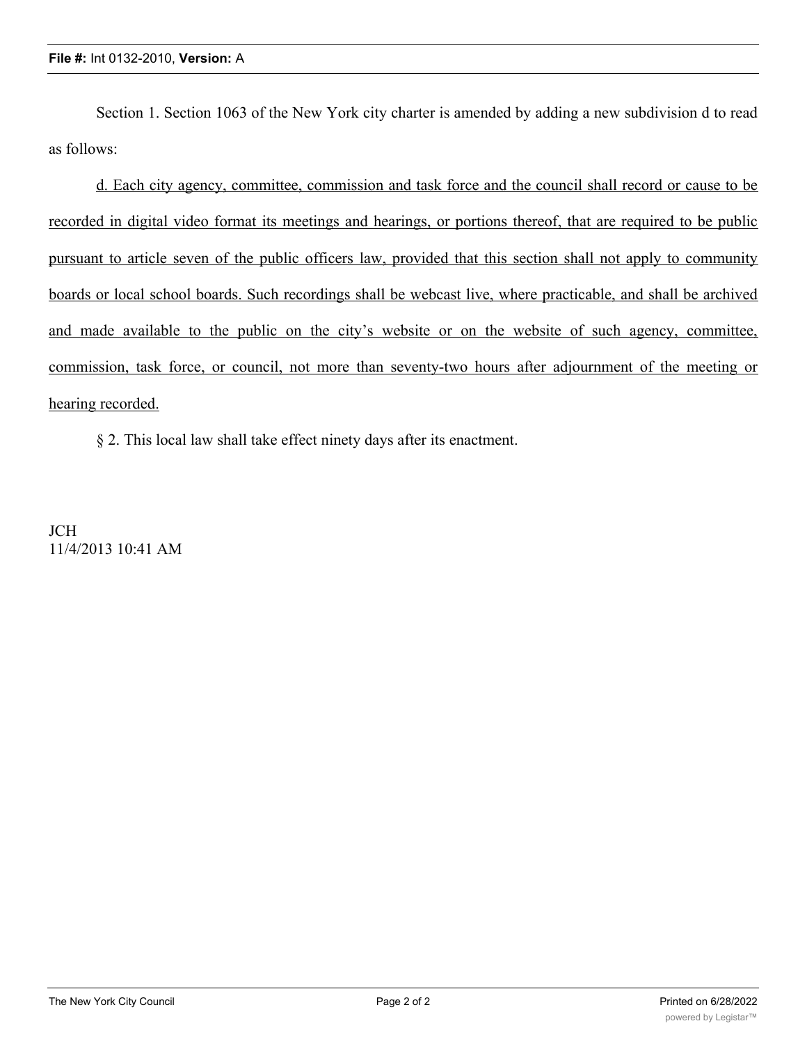Section 1. Section 1063 of the New York city charter is amended by adding a new subdivision d to read as follows:

d. Each city agency, committee, commission and task force and the council shall record or cause to be recorded in digital video format its meetings and hearings, or portions thereof, that are required to be public pursuant to article seven of the public officers law, provided that this section shall not apply to community boards or local school boards. Such recordings shall be webcast live, where practicable, and shall be archived and made available to the public on the city's website or on the website of such agency, committee, commission, task force, or council, not more than seventy-two hours after adjournment of the meeting or hearing recorded.

§ 2. This local law shall take effect ninety days after its enactment.

JCH
11/4/2013 10:41 AM